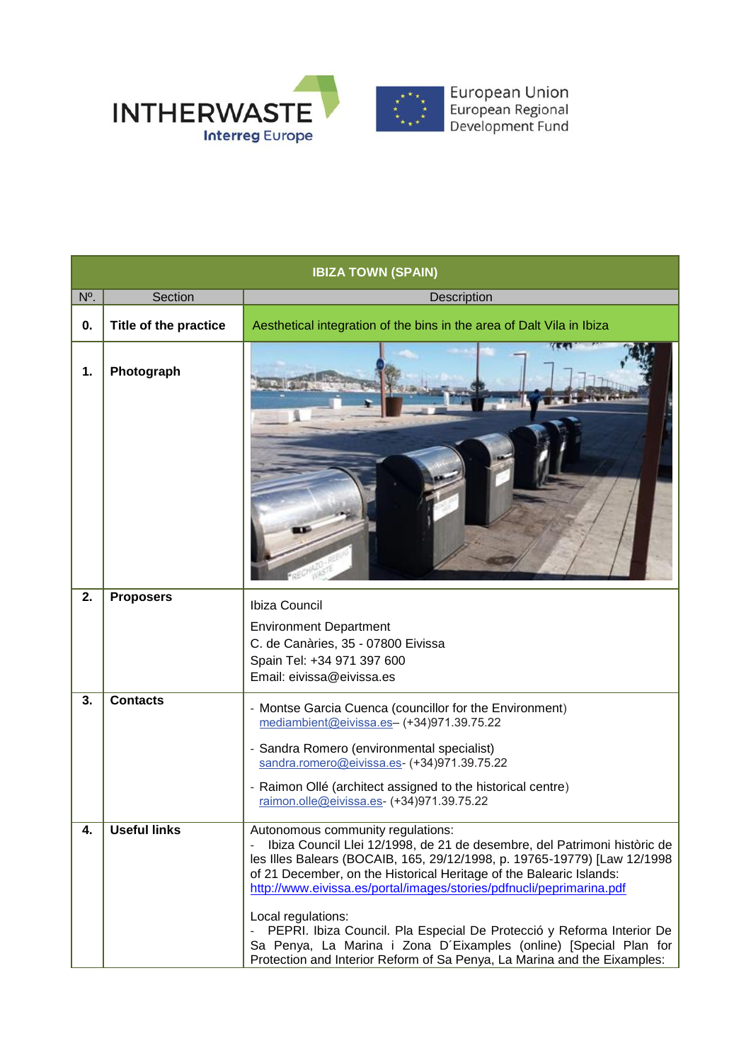INTHERWASTE
Interreg Europe

European Union
European Regional Development Fund

| IBIZA TOWN (SPAIN) | | |
|---|---|---|
| Nº. | Section | Description |
| **0.** | **Title of the practice** | Aesthetical integration of the bins in the area of Dalt Vila in Ibiza |
| **1.** | **Photograph** | |
| **2.** | **Proposers** | Ibiza Council<br>Environment Department<br>C. de Canàries, 35 - 07800 Eivissa<br>Spain Tel: +34 971 397 600<br>Email: eivissa@eivissa.es |
| **3.** | **Contacts** | - Montse Garcia Cuenca (councillor for the Environment) mediambient@eivissa.es– (+34)971.39.75.22<br>- Sandra Romero (environmental specialist) sandra.romero@eivissa.es- (+34)971.39.75.22<br>- Raimon Ollé (architect assigned to the historical centre) raimon.olle@eivissa.es- (+34)971.39.75.22 |
| **4.** | **Useful links** | Autonomous community regulations:<br>- Ibiza Council Llei 12/1998, de 21 de desembre, del Patrimoni històric de les Illes Balears (BOCAIB, 165, 29/12/1998, p. 19765-19779) [Law 12/1998 of 21 December, on the Historical Heritage of the Balearic Islands: http://www.eivissa.es/portal/images/stories/pdfnucli/peprimarina.pdf<br><br>Local regulations:<br>- PEPRI. Ibiza Council. Pla Especial De Protecció y Reforma Interior De Sa Penya, La Marina i Zona D´Eixamples (online) [Special Plan for Protection and Interior Reform of Sa Penya, La Marina and the Eixamples: |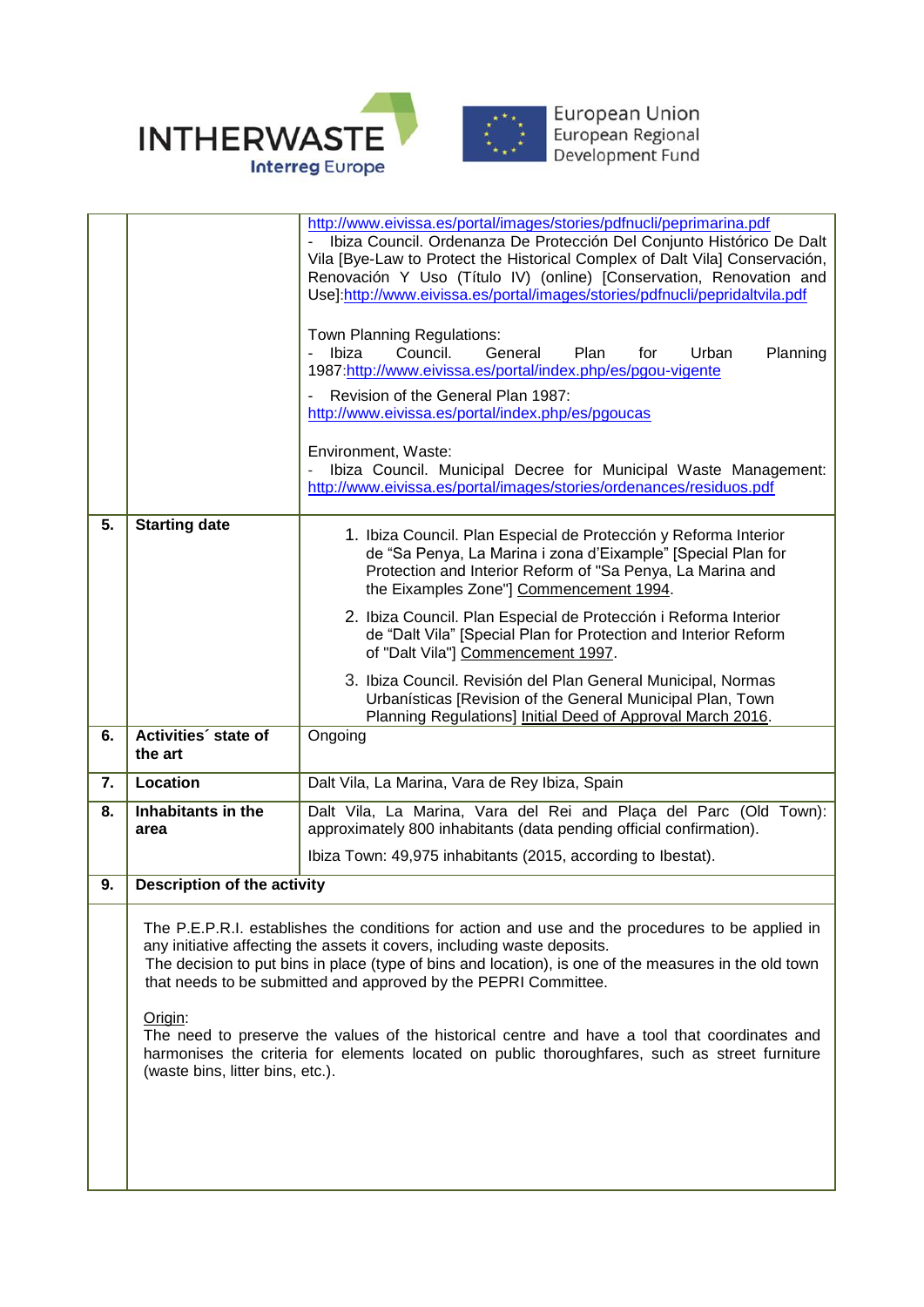| | | |
|---|---|---|
| | | http://www.eivissa.es/portal/images/stories/pdfnucli/peprimarina.pdf<br>- Ibiza Council. Ordenanza De Protección Del Conjunto Histórico De Dalt Vila [Bye-Law to Protect the Historical Complex of Dalt Vila] Conservación, Renovación Y Uso (Título IV) (online) [Conservation, Renovation and Use]:http://www.eivissa.es/portal/images/stories/pdfnucli/pepridaltvila.pdf<br><br>Town Planning Regulations:<br>- Ibiza Council. General Plan for Urban Planning 1987:http://www.eivissa.es/portal/index.php/es/pgou-vigente<br>- Revision of the General Plan 1987: http://www.eivissa.es/portal/index.php/es/pgoucas<br><br>Environment, Waste:<br>- Ibiza Council. Municipal Decree for Municipal Waste Management: http://www.eivissa.es/portal/images/stories/ordenances/residuos.pdf |
| **5.** | **Starting date** | 1. Ibiza Council. Plan Especial de Protección y Reforma Interior de "Sa Penya, La Marina i zona d'Eixample" [Special Plan for Protection and Interior Reform of "Sa Penya, La Marina and the Eixamples Zone"] Commencement 1994.<br>2. Ibiza Council. Plan Especial de Protección i Reforma Interior de "Dalt Vila" [Special Plan for Protection and Interior Reform of "Dalt Vila"] Commencement 1997.<br>3. Ibiza Council. Revisión del Plan General Municipal, Normas Urbanísticas [Revision of the General Municipal Plan, Town Planning Regulations] Initial Deed of Approval March 2016. |
| **6.** | **Activities´ state of the art** | Ongoing |
| **7.** | **Location** | Dalt Vila, La Marina, Vara de Rey Ibiza, Spain |
| **8.** | **Inhabitants in the area** | Dalt Vila, La Marina, Vara del Rei and Plaça del Parc (Old Town): approximately 800 inhabitants (data pending official confirmation).<br><br>Ibiza Town: 49,975 inhabitants (2015, according to Ibestat). |
| **9.** | **Description of the activity** | |
| | The P.E.P.R.I. establishes the conditions for action and use and the procedures to be applied in any initiative affecting the assets it covers, including waste deposits.<br>The decision to put bins in place (type of bins and location), is one of the measures in the old town that needs to be submitted and approved by the PEPRI Committee.<br><br>Origin:<br>The need to preserve the values of the historical centre and have a tool that coordinates and harmonises the criteria for elements located on public thoroughfares, such as street furniture (waste bins, litter bins, etc.). | |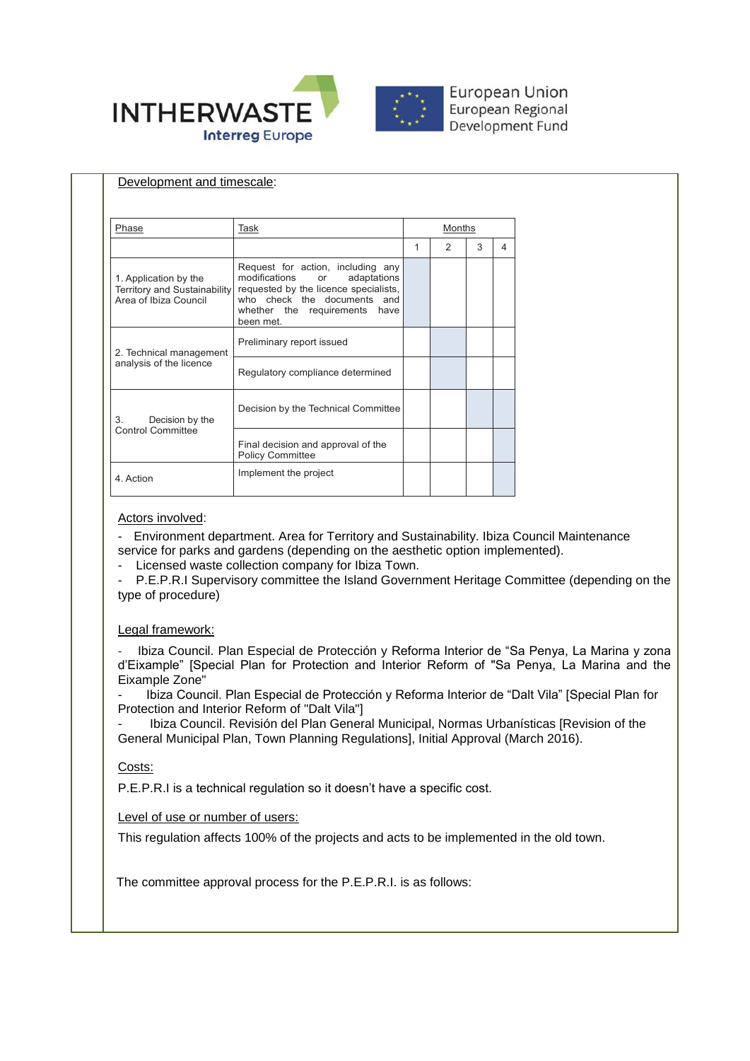Development and timescale:

| Phase | Task | Months | | | |
|---|---|---|---|---|---|
| | | 1 | 2 | 3 | 4 |
| 1. Application by the Territory and Sustainability Area of Ibiza Council | Request for action, including any modifications or adaptations requested by the licence specialists, who check the documents and whether the requirements have been met. | | | | |
| 2. Technical management analysis of the licence | Preliminary report issued | | | | |
| | Regulatory compliance determined | | | | |
| 3. Decision by the Control Committee | Decision by the Technical Committee | | | | |
| | Final decision and approval of the Policy Committee | | | | |
| 4. Action | Implement the project | | | | |

Actors involved:

- Environment department. Area for Territory and Sustainability. Ibiza Council Maintenance service for parks and gardens (depending on the aesthetic option implemented).
- Licensed waste collection company for Ibiza Town.
- P.E.P.R.I Supervisory committee the Island Government Heritage Committee (depending on the type of procedure)

Legal framework:

- Ibiza Council. Plan Especial de Protección y Reforma Interior de "Sa Penya, La Marina y zona d'Eixample" [Special Plan for Protection and Interior Reform of "Sa Penya, La Marina and the Eixample Zone"
- Ibiza Council. Plan Especial de Protección y Reforma Interior de "Dalt Vila" [Special Plan for Protection and Interior Reform of "Dalt Vila"]
- Ibiza Council. Revisión del Plan General Municipal, Normas Urbanísticas [Revision of the General Municipal Plan, Town Planning Regulations], Initial Approval (March 2016).

Costs:

P.E.P.R.I is a technical regulation so it doesn't have a specific cost.

Level of use or number of users:

This regulation affects 100% of the projects and acts to be implemented in the old town.

The committee approval process for the P.E.P.R.I. is as follows: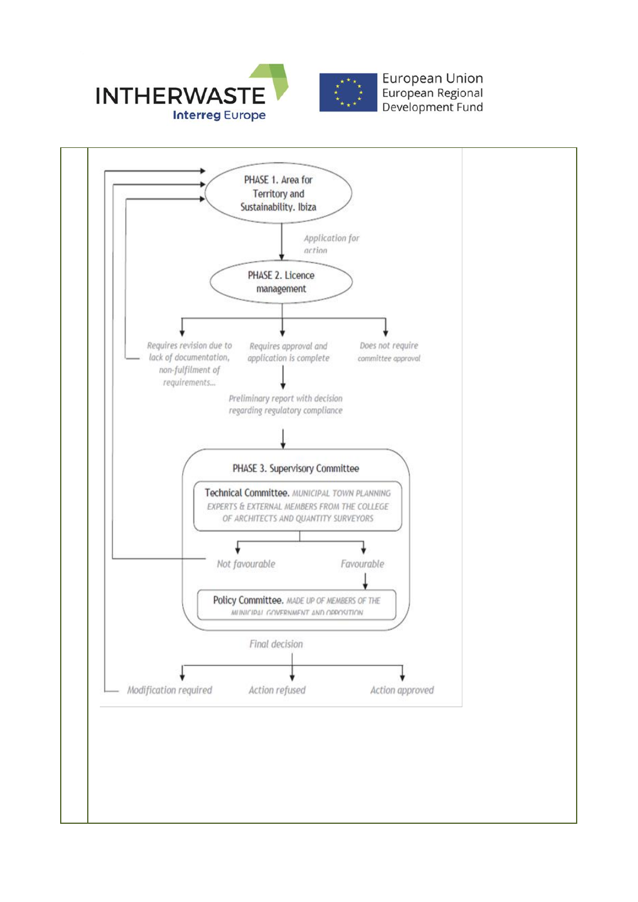PHASE 1. Area for Territory and Sustainability. Ibiza

*Application for action*

PHASE 2. Licence management

*Requires revision due to lack of documentation, non-fulfilment of requirements...*

*Requires approval and application is complete*

*Does not require committee approval*

*Preliminary report with decision regarding regulatory compliance*

PHASE 3. Supervisory Committee

**Technical Committee.** MUNICIPAL TOWN PLANNING EXPERTS & EXTERNAL MEMBERS FROM THE COLLEGE OF ARCHITECTS AND QUANTITY SURVEYORS

*Not favourable*

*Favourable*

**Policy Committee.** MADE UP OF MEMBERS OF THE MUNICIPAL GOVERNMENT AND OPPOSITION

*Final decision*

*Modification required*

*Action refused*

*Action approved*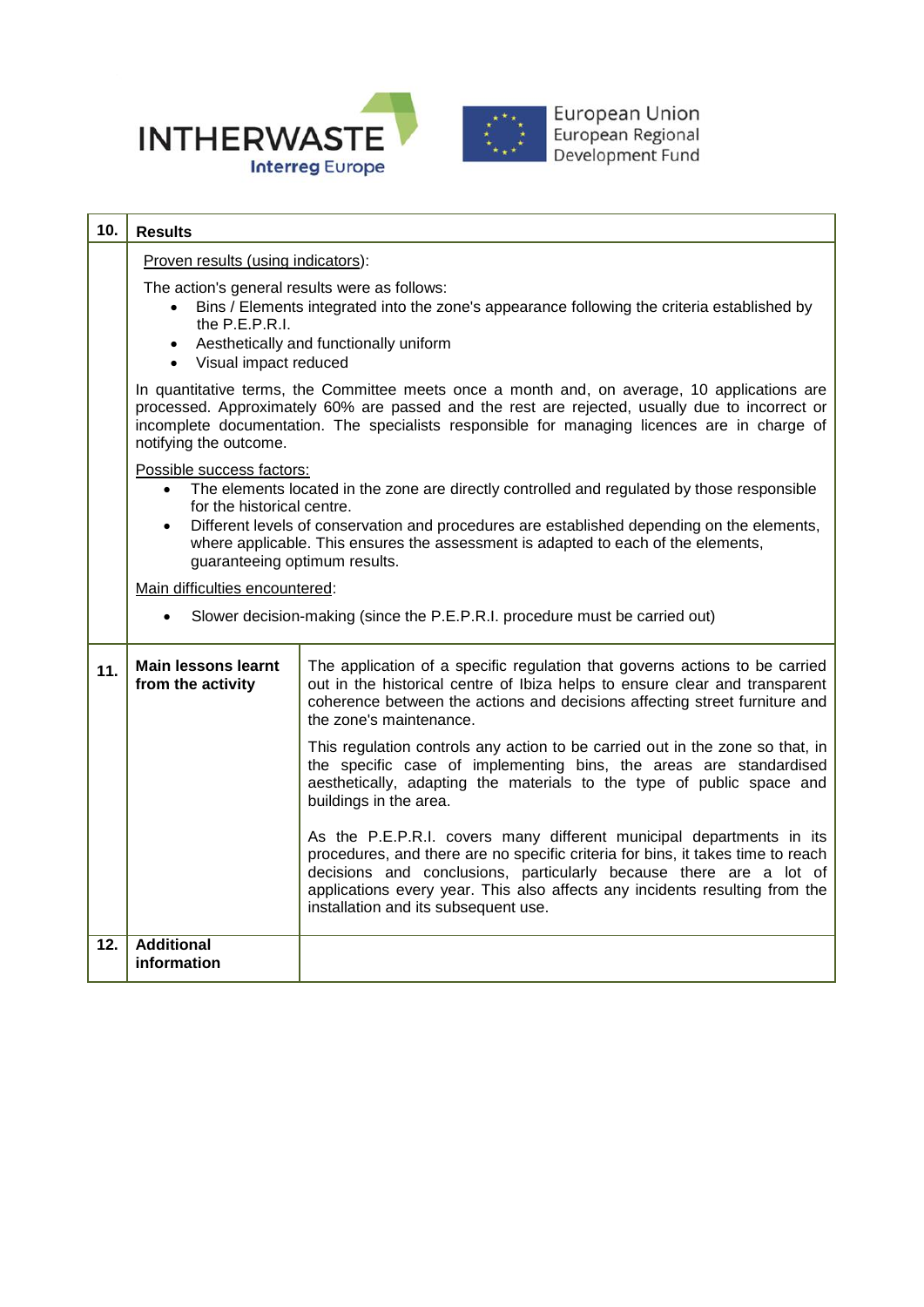| 10. | Results | |
|---|---|---|
| | Proven results (using indicators):<br><br>The action's general results were as follows:<br>• Bins / Elements integrated into the zone's appearance following the criteria established by the P.E.P.R.I.<br>• Aesthetically and functionally uniform<br>• Visual impact reduced<br><br>In quantitative terms, the Committee meets once a month and, on average, 10 applications are processed. Approximately 60% are passed and the rest are rejected, usually due to incorrect or incomplete documentation. The specialists responsible for managing licences are in charge of notifying the outcome.<br><br>Possible success factors:<br>• The elements located in the zone are directly controlled and regulated by those responsible for the historical centre.<br>• Different levels of conservation and procedures are established depending on the elements, where applicable. This ensures the assessment is adapted to each of the elements, guaranteeing optimum results.<br><br>Main difficulties encountered:<br>• Slower decision-making (since the P.E.P.R.I. procedure must be carried out) | |
| 11. | **Main lessons learnt from the activity** | The application of a specific regulation that governs actions to be carried out in the historical centre of Ibiza helps to ensure clear and transparent coherence between the actions and decisions affecting street furniture and the zone's maintenance.<br><br>This regulation controls any action to be carried out in the zone so that, in the specific case of implementing bins, the areas are standardised aesthetically, adapting the materials to the type of public space and buildings in the area.<br><br>As the P.E.P.R.I. covers many different municipal departments in its procedures, and there are no specific criteria for bins, it takes time to reach decisions and conclusions, particularly because there are a lot of applications every year. This also affects any incidents resulting from the installation and its subsequent use. |
| 12. | **Additional information** | |